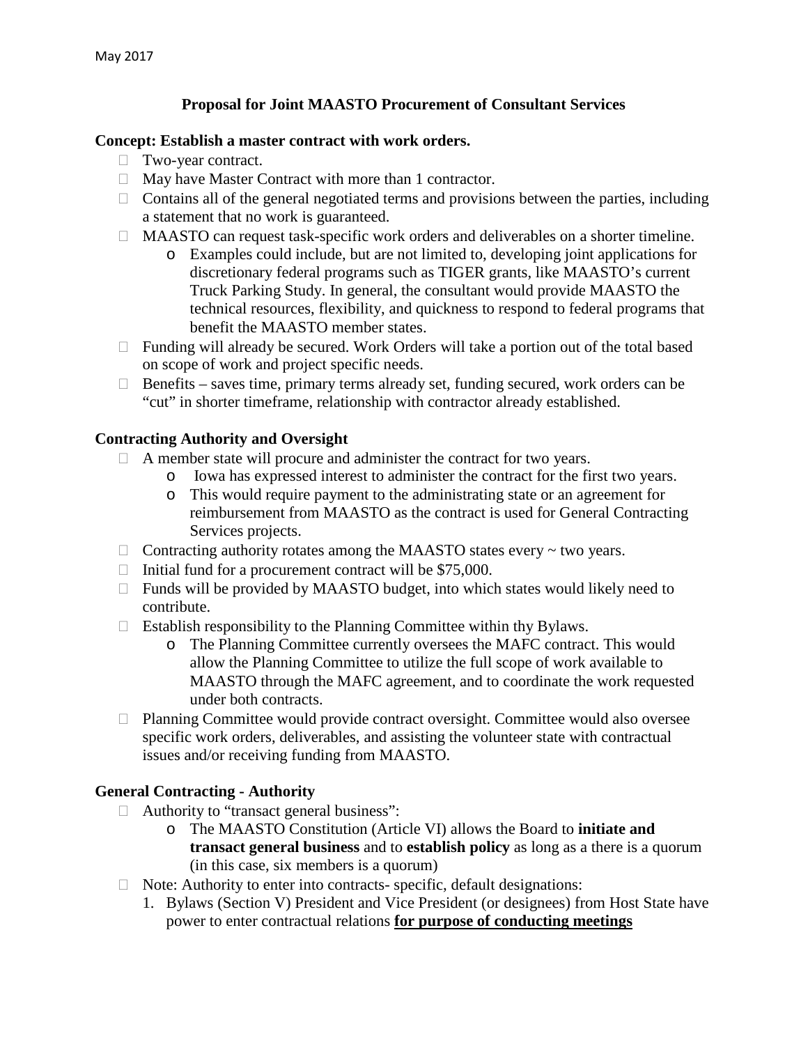May 2017

**Proposal for Joint MAASTO Procurement of Consultant Services**

**Concept: Establish a master contract with work orders.**

- Two-year contract.
- May have Master Contract with more than 1 contractor.
- Contains all of the general negotiated terms and provisions between the parties, including a statement that no work is guaranteed.
- MAASTO can request task-specific work orders and deliverables on a shorter timeline.
    - Examples could include, but are not limited to, developing joint applications for discretionary federal programs such as TIGER grants, like MAASTO's current Truck Parking Study. In general, the consultant would provide MAASTO the technical resources, flexibility, and quickness to respond to federal programs that benefit the MAASTO member states.
- Funding will already be secured. Work Orders will take a portion out of the total based on scope of work and project specific needs.
- Benefits – saves time, primary terms already set, funding secured, work orders can be "cut" in shorter timeframe, relationship with contractor already established.

**Contracting Authority and Oversight**

- A member state will procure and administer the contract for two years.
    - Iowa has expressed interest to administer the contract for the first two years.
    - This would require payment to the administrating state or an agreement for reimbursement from MAASTO as the contract is used for General Contracting Services projects.
- Contracting authority rotates among the MAASTO states every ~ two years.
- Initial fund for a procurement contract will be $75,000.
- Funds will be provided by MAASTO budget, into which states would likely need to contribute.
- Establish responsibility to the Planning Committee within thy Bylaws.
    - The Planning Committee currently oversees the MAFC contract. This would allow the Planning Committee to utilize the full scope of work available to MAASTO through the MAFC agreement, and to coordinate the work requested under both contracts.
- Planning Committee would provide contract oversight. Committee would also oversee specific work orders, deliverables, and assisting the volunteer state with contractual issues and/or receiving funding from MAASTO.

**General Contracting - Authority**

- Authority to "transact general business":
    - The MAASTO Constitution (Article VI) allows the Board to **initiate and transact general business** and to **establish policy** as long as a there is a quorum (in this case, six members is a quorum)
- Note: Authority to enter into contracts- specific, default designations:
    1. Bylaws (Section V) President and Vice President (or designees) from Host State have power to enter contractual relations <u>**for purpose of conducting meetings**</u>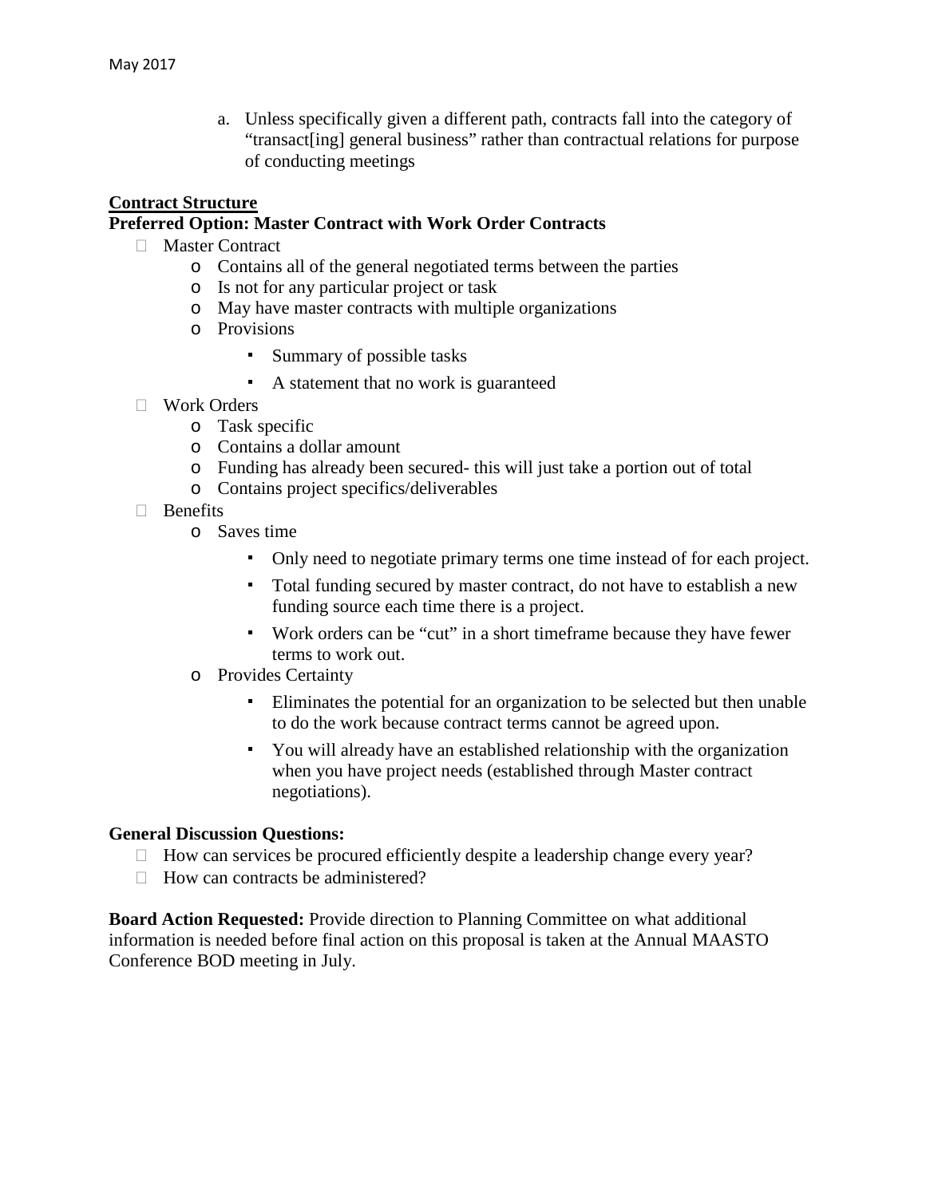a. Unless specifically given a different path, contracts fall into the category of "transact[ing] general business" rather than contractual relations for purpose of conducting meetings

**Contract Structure**

**Preferred Option: Master Contract with Work Order Contracts**

- Master Contract
  - Contains all of the general negotiated terms between the parties
  - Is not for any particular project or task
  - May have master contracts with multiple organizations
  - Provisions
    - Summary of possible tasks
    - A statement that no work is guaranteed
- Work Orders
  - Task specific
  - Contains a dollar amount
  - Funding has already been secured- this will just take a portion out of total
  - Contains project specifics/deliverables
- Benefits
  - Saves time
    - Only need to negotiate primary terms one time instead of for each project.
    - Total funding secured by master contract, do not have to establish a new funding source each time there is a project.
    - Work orders can be "cut" in a short timeframe because they have fewer terms to work out.
  - Provides Certainty
    - Eliminates the potential for an organization to be selected but then unable to do the work because contract terms cannot be agreed upon.
    - You will already have an established relationship with the organization when you have project needs (established through Master contract negotiations).

**General Discussion Questions:**

- How can services be procured efficiently despite a leadership change every year?
- How can contracts be administered?

**Board Action Requested:** Provide direction to Planning Committee on what additional information is needed before final action on this proposal is taken at the Annual MAASTO Conference BOD meeting in July.